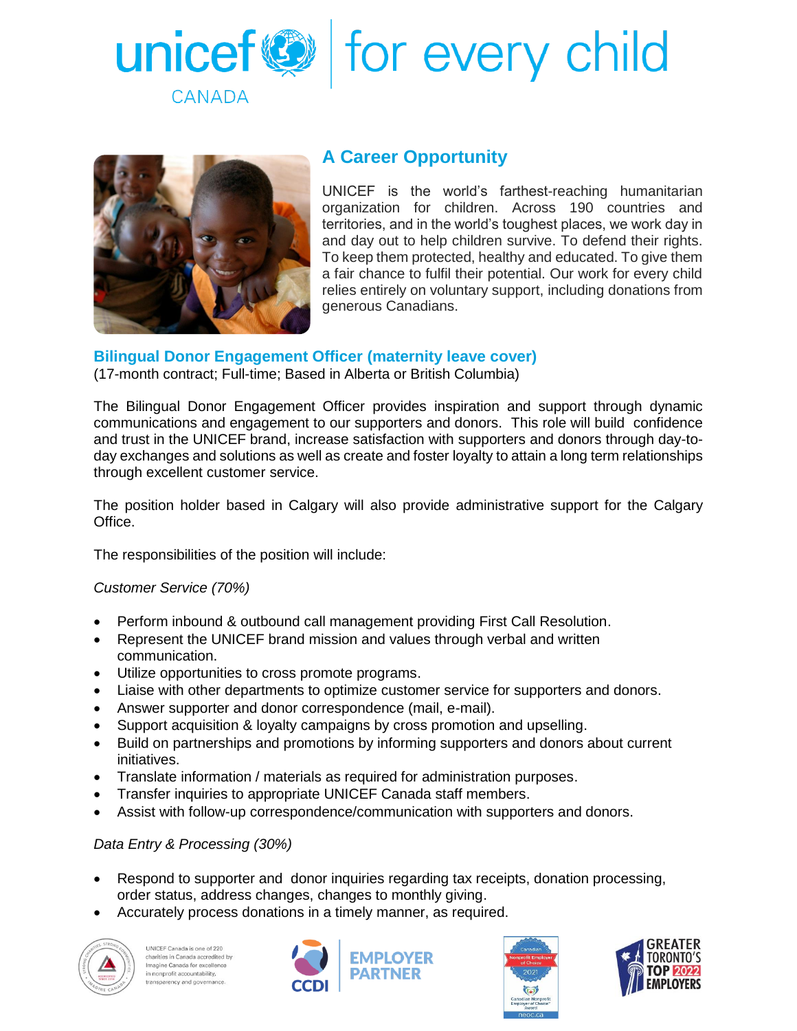unicef CANADA | for every child

## A Career Opportunity

UNICEF is the world's farthest-reaching humanitarian organization for children. Across 190 countries and territories, and in the world's toughest places, we work day in and day out to help children survive. To defend their rights. To keep them protected, healthy and educated. To give them a fair chance to fulfil their potential. Our work for every child relies entirely on voluntary support, including donations from generous Canadians.

### Bilingual Donor Engagement Officer (maternity leave cover)

(17-month contract; Full-time; Based in Alberta or British Columbia)

The Bilingual Donor Engagement Officer provides inspiration and support through dynamic communications and engagement to our supporters and donors. This role will build confidence and trust in the UNICEF brand, increase satisfaction with supporters and donors through day-to-day exchanges and solutions as well as create and foster loyalty to attain a long term relationships through excellent customer service.

The position holder based in Calgary will also provide administrative support for the Calgary Office.

The responsibilities of the position will include:

*Customer Service (70%)*

- Perform inbound & outbound call management providing First Call Resolution.
- Represent the UNICEF brand mission and values through verbal and written communication.
- Utilize opportunities to cross promote programs.
- Liaise with other departments to optimize customer service for supporters and donors.
- Answer supporter and donor correspondence (mail, e-mail).
- Support acquisition & loyalty campaigns by cross promotion and upselling.
- Build on partnerships and promotions by informing supporters and donors about current initiatives.
- Translate information / materials as required for administration purposes.
- Transfer inquiries to appropriate UNICEF Canada staff members.
- Assist with follow-up correspondence/communication with supporters and donors.

*Data Entry & Processing (30%)*

- Respond to supporter and donor inquiries regarding tax receipts, donation processing, order status, address changes, changes to monthly giving.
- Accurately process donations in a timely manner, as required.

UNICEF Canada is one of 220 charities in Canada accredited by Imagine Canada for excellence in nonprofit accountability, transparency and governance.

CCDI EMPLOYER PARTNER

Canadian Nonprofit Employer of Choice 2021 — Canadian Nonprofit Employer of Choice™ Award — neoc.ca

GREATER TORONTO'S TOP 2022 EMPLOYERS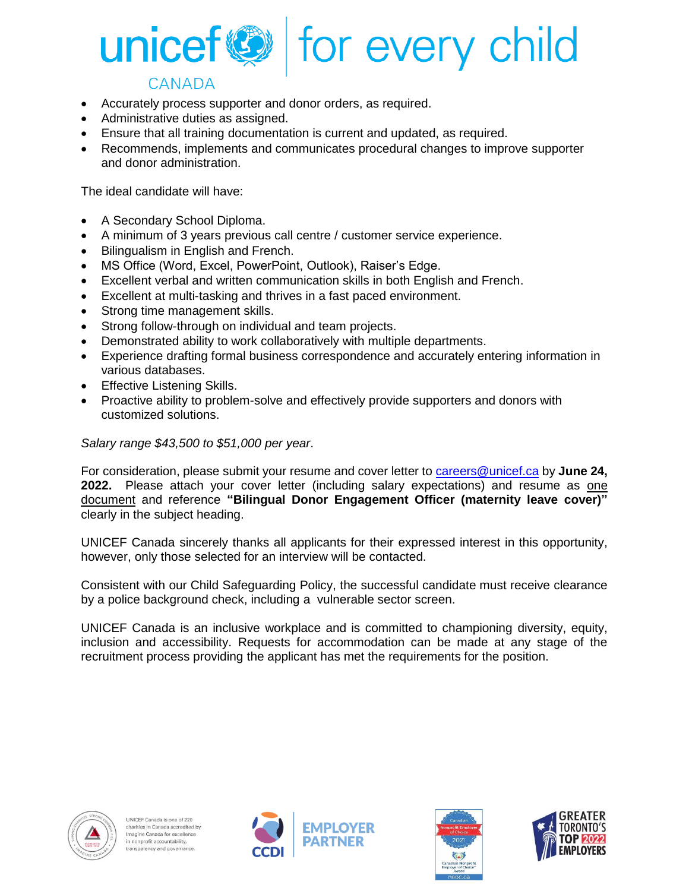- Accurately process supporter and donor orders, as required.
- Administrative duties as assigned.
- Ensure that all training documentation is current and updated, as required.
- Recommends, implements and communicates procedural changes to improve supporter and donor administration.

The ideal candidate will have:

- A Secondary School Diploma.
- A minimum of 3 years previous call centre / customer service experience.
- Bilingualism in English and French.
- MS Office (Word, Excel, PowerPoint, Outlook), Raiser's Edge.
- Excellent verbal and written communication skills in both English and French.
- Excellent at multi-tasking and thrives in a fast paced environment.
- Strong time management skills.
- Strong follow-through on individual and team projects.
- Demonstrated ability to work collaboratively with multiple departments.
- Experience drafting formal business correspondence and accurately entering information in various databases.
- Effective Listening Skills.
- Proactive ability to problem-solve and effectively provide supporters and donors with customized solutions.

*Salary range $43,500 to $51,000 per year*.

For consideration, please submit your resume and cover letter to careers@unicef.ca by **June 24, 2022.** Please attach your cover letter (including salary expectations) and resume as one document and reference **"Bilingual Donor Engagement Officer (maternity leave cover)"** clearly in the subject heading.

UNICEF Canada sincerely thanks all applicants for their expressed interest in this opportunity, however, only those selected for an interview will be contacted.

Consistent with our Child Safeguarding Policy, the successful candidate must receive clearance by a police background check, including a vulnerable sector screen.

UNICEF Canada is an inclusive workplace and is committed to championing diversity, equity, inclusion and accessibility. Requests for accommodation can be made at any stage of the recruitment process providing the applicant has met the requirements for the position.

UNICEF Canada is one of 220 charities in Canada accredited by Imagine Canada for excellence in nonprofit accountability, transparency and governance.

CCDI EMPLOYER PARTNER

Canadian Nonprofit Employer of Choice 2021

GREATER TORONTO'S TOP 2022 EMPLOYERS